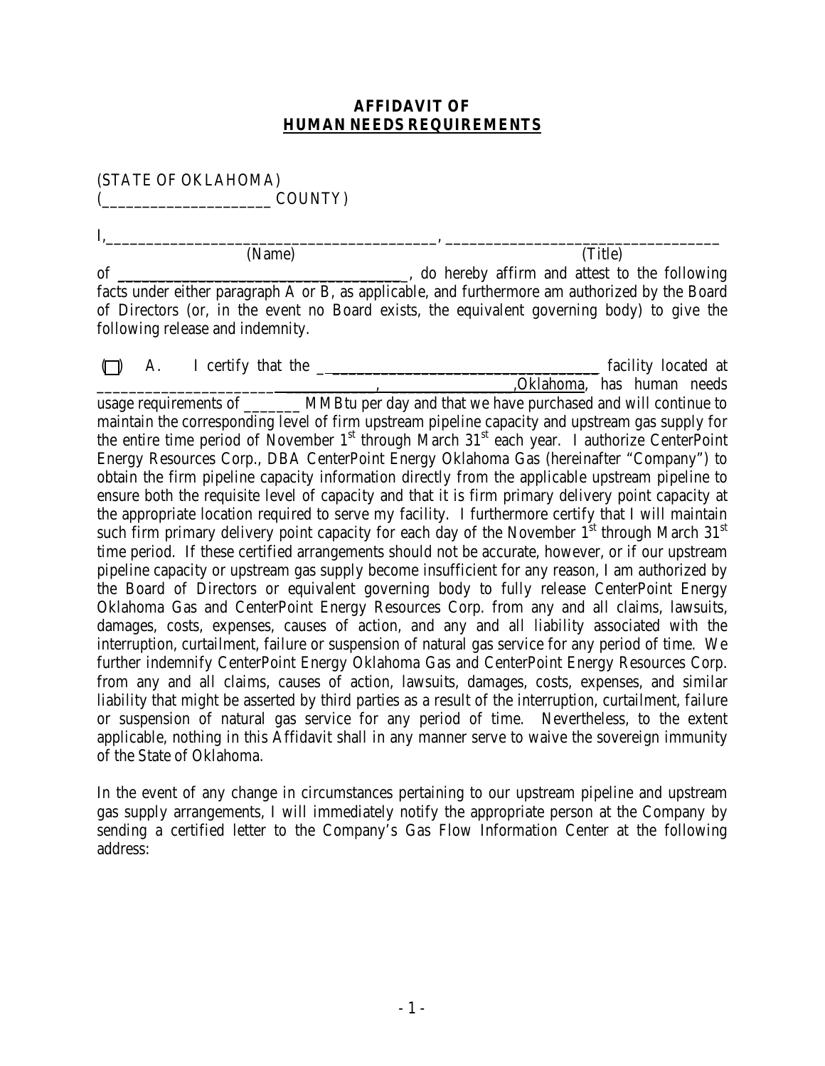# AFFIDAVIT OF
## HUMAN NEEDS REQUIREMENTS

(STATE OF OKLAHOMA)
(____________________ COUNTY)

I,________________________________________, _________________________________
(Name) (Title)

of _____________________________________, do hereby affirm and attest to the following facts under either paragraph A or B, as applicable, and furthermore am authorized by the Board of Directors (or, in the event no Board exists, the equivalent governing body) to give the following release and indemnity.

(☐) A. I certify that the ___________________________________ facility located at ____________________________________,_________________,Oklahoma, has human needs usage requirements of _______ MMBtu per day and that we have purchased and will continue to maintain the corresponding level of firm upstream pipeline capacity and upstream gas supply for the entire time period of November 1st through March 31st each year. I authorize CenterPoint Energy Resources Corp., DBA CenterPoint Energy Oklahoma Gas (hereinafter "Company") to obtain the firm pipeline capacity information directly from the applicable upstream pipeline to ensure both the requisite level of capacity and that it is firm primary delivery point capacity at the appropriate location required to serve my facility. I furthermore certify that I will maintain such firm primary delivery point capacity for each day of the November 1st through March 31st time period. If these certified arrangements should not be accurate, however, or if our upstream pipeline capacity or upstream gas supply become insufficient for any reason, I am authorized by the Board of Directors or equivalent governing body to fully release CenterPoint Energy Oklahoma Gas and CenterPoint Energy Resources Corp. from any and all claims, lawsuits, damages, costs, expenses, causes of action, and any and all liability associated with the interruption, curtailment, failure or suspension of natural gas service for any period of time. We further indemnify CenterPoint Energy Oklahoma Gas and CenterPoint Energy Resources Corp. from any and all claims, causes of action, lawsuits, damages, costs, expenses, and similar liability that might be asserted by third parties as a result of the interruption, curtailment, failure or suspension of natural gas service for any period of time. Nevertheless, to the extent applicable, nothing in this Affidavit shall in any manner serve to waive the sovereign immunity of the State of Oklahoma.

In the event of any change in circumstances pertaining to our upstream pipeline and upstream gas supply arrangements, I will immediately notify the appropriate person at the Company by sending a certified letter to the Company's Gas Flow Information Center at the following address: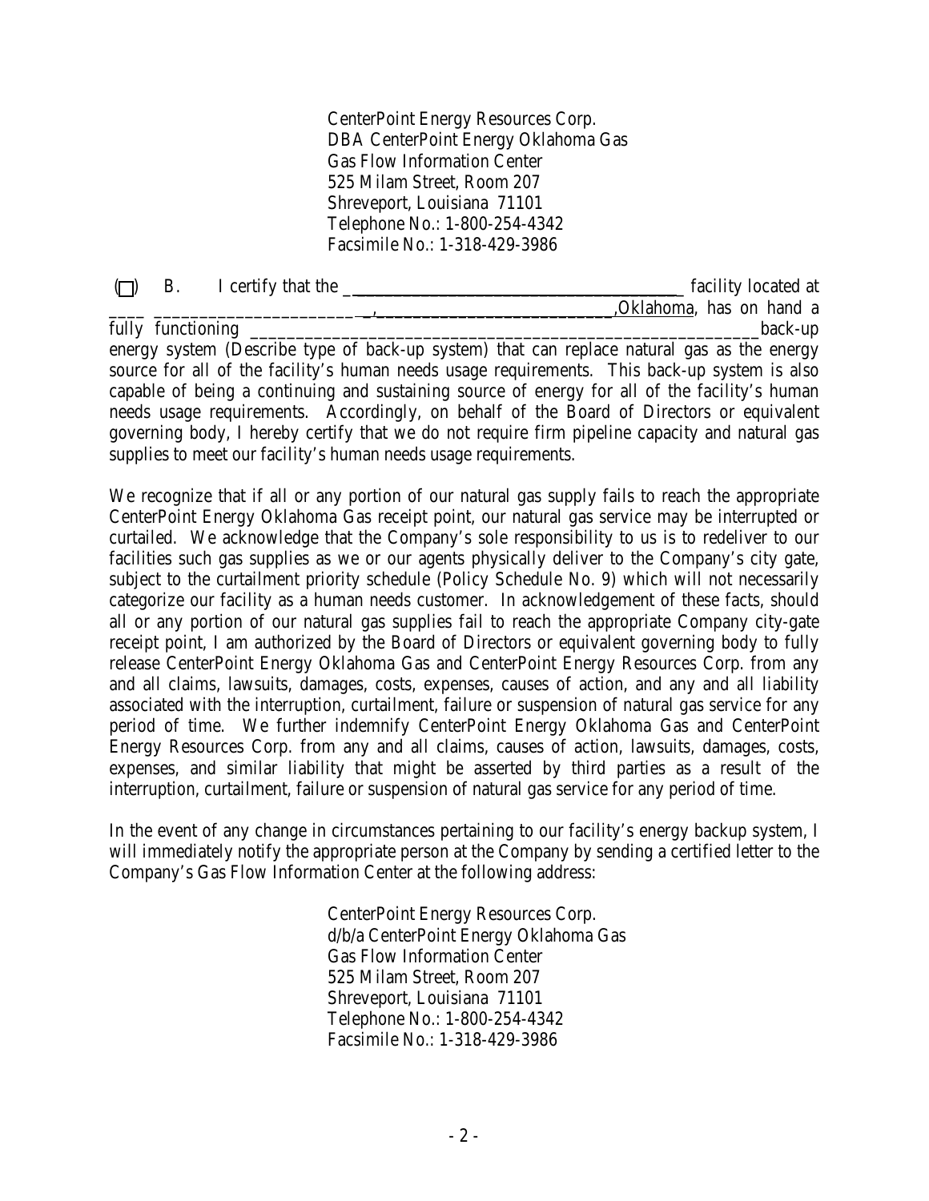CenterPoint Energy Resources Corp.
DBA CenterPoint Energy Oklahoma Gas
Gas Flow Information Center
525 Milam Street, Room 207
Shreveport, Louisiana 71101
Telephone No.: 1-800-254-4342
Facsimile No.: 1-318-429-3986

(☐) B. I certify that the ________________________________________ facility located at ____ ______________________ _,___________________________,Oklahoma, has on hand a fully functioning ________________________________________________________back-up energy system (Describe type of back-up system) that can replace natural gas as the energy source for all of the facility's human needs usage requirements. This back-up system is also capable of being a continuing and sustaining source of energy for all of the facility's human needs usage requirements. Accordingly, on behalf of the Board of Directors or equivalent governing body, I hereby certify that we do not require firm pipeline capacity and natural gas supplies to meet our facility's human needs usage requirements.

We recognize that if all or any portion of our natural gas supply fails to reach the appropriate CenterPoint Energy Oklahoma Gas receipt point, our natural gas service may be interrupted or curtailed. We acknowledge that the Company's sole responsibility to us is to redeliver to our facilities such gas supplies as we or our agents physically deliver to the Company's city gate, subject to the curtailment priority schedule (Policy Schedule No. 9) which will not necessarily categorize our facility as a human needs customer. In acknowledgement of these facts, should all or any portion of our natural gas supplies fail to reach the appropriate Company city-gate receipt point, I am authorized by the Board of Directors or equivalent governing body to fully release CenterPoint Energy Oklahoma Gas and CenterPoint Energy Resources Corp. from any and all claims, lawsuits, damages, costs, expenses, causes of action, and any and all liability associated with the interruption, curtailment, failure or suspension of natural gas service for any period of time. We further indemnify CenterPoint Energy Oklahoma Gas and CenterPoint Energy Resources Corp. from any and all claims, causes of action, lawsuits, damages, costs, expenses, and similar liability that might be asserted by third parties as a result of the interruption, curtailment, failure or suspension of natural gas service for any period of time.

In the event of any change in circumstances pertaining to our facility's energy backup system, I will immediately notify the appropriate person at the Company by sending a certified letter to the Company's Gas Flow Information Center at the following address:

CenterPoint Energy Resources Corp.
d/b/a CenterPoint Energy Oklahoma Gas
Gas Flow Information Center
525 Milam Street, Room 207
Shreveport, Louisiana 71101
Telephone No.: 1-800-254-4342
Facsimile No.: 1-318-429-3986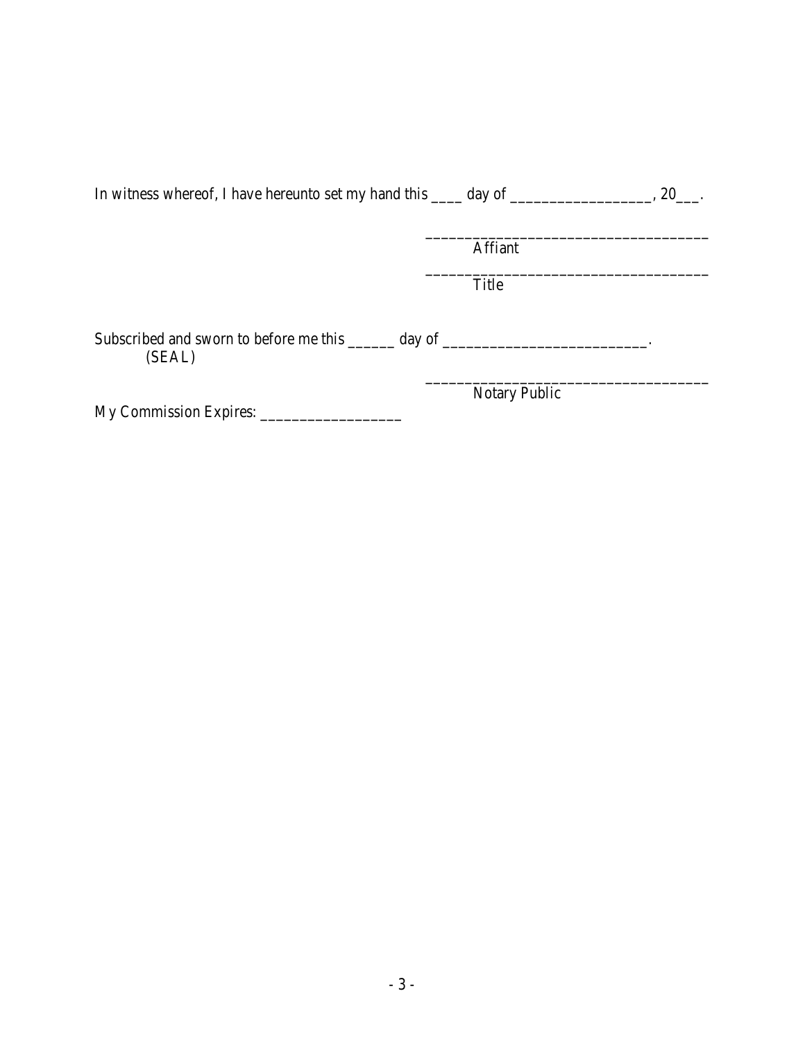In witness whereof, I have hereunto set my hand this ____ day of __________________, 20___.

_____________________________________
Affiant

_____________________________________
Title

Subscribed and sworn to before me this ______ day of __________________________.
(SEAL)

_____________________________________
Notary Public

My Commission Expires: __________________